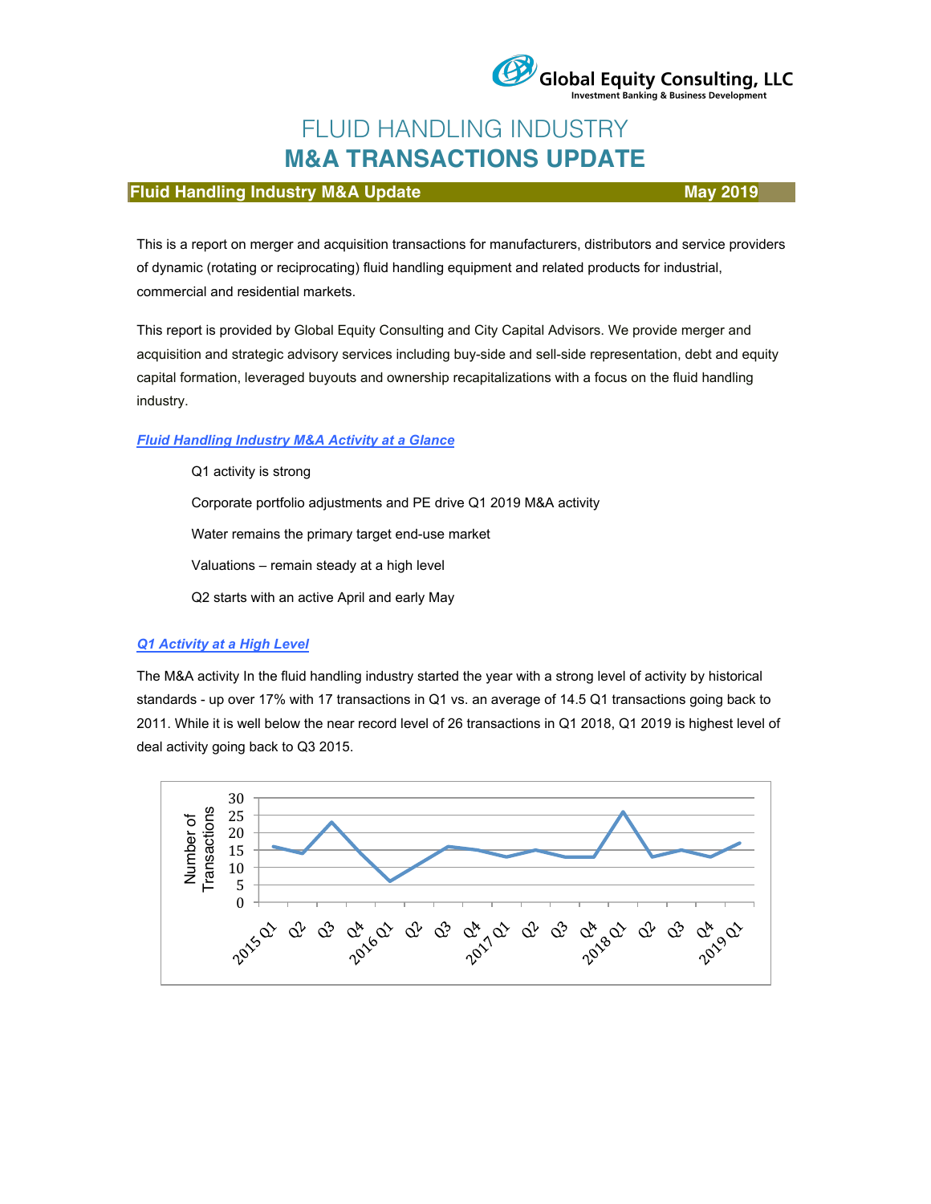Global Equity Consulting, LLC
Investment Banking & Business Development

# FLUID HANDLING INDUSTRY
# M&A TRANSACTIONS UPDATE

**Fluid Handling Industry M&A Update** **May 2019**

This is a report on merger and acquisition transactions for manufacturers, distributors and service providers of dynamic (rotating or reciprocating) fluid handling equipment and related products for industrial, commercial and residential markets.

This report is provided by Global Equity Consulting and City Capital Advisors. We provide merger and acquisition and strategic advisory services including buy-side and sell-side representation, debt and equity capital formation, leveraged buyouts and ownership recapitalizations with a focus on the fluid handling industry.

## *Fluid Handling Industry M&A Activity at a Glance*

Q1 activity is strong

Corporate portfolio adjustments and PE drive Q1 2019 M&A activity

Water remains the primary target end-use market

Valuations – remain steady at a high level

Q2 starts with an active April and early May

## *Q1 Activity at a High Level*

The M&A activity In the fluid handling industry started the year with a strong level of activity by historical standards - up over 17% with 17 transactions in Q1 vs. an average of 14.5 Q1 transactions going back to 2011. While it is well below the near record level of 26 transactions in Q1 2018, Q1 2019 is highest level of deal activity going back to Q3 2015.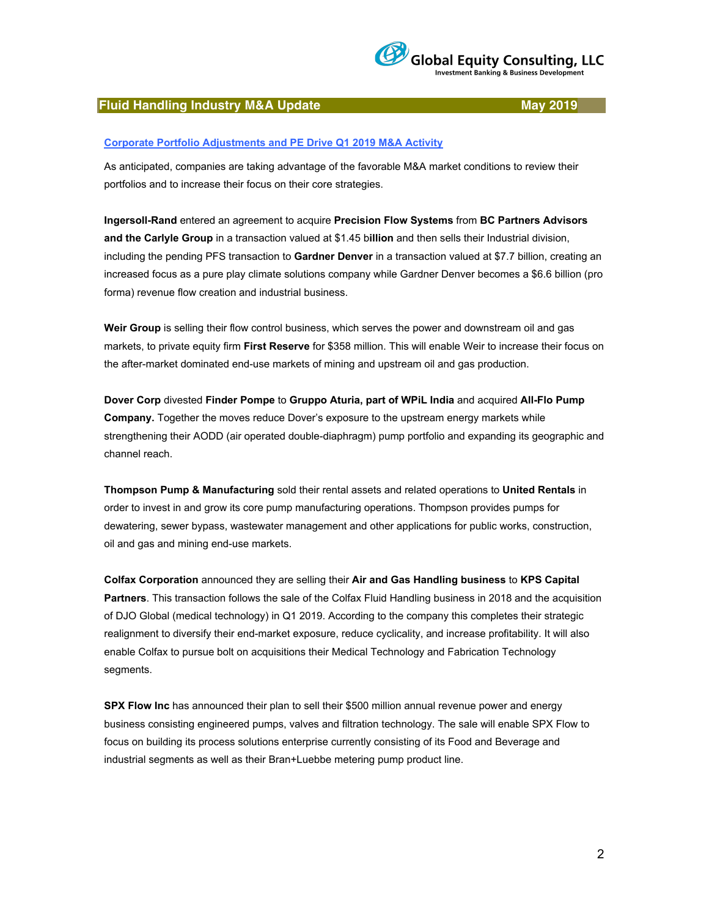## Fluid Handling Industry M&A Update May 2019

### Corporate Portfolio Adjustments and PE Drive Q1 2019 M&A Activity

As anticipated, companies are taking advantage of the favorable M&A market conditions to review their portfolios and to increase their focus on their core strategies.

**Ingersoll-Rand** entered an agreement to acquire **Precision Flow Systems** from **BC Partners Advisors and the Carlyle Group** in a transaction valued at $1.45 b**illion** and then sells their Industrial division, including the pending PFS transaction to **Gardner Denver** in a transaction valued at $7.7 billion, creating an increased focus as a pure play climate solutions company while Gardner Denver becomes a $6.6 billion (pro forma) revenue flow creation and industrial business.

**Weir Group** is selling their flow control business, which serves the power and downstream oil and gas markets, to private equity firm **First Reserve** for $358 million. This will enable Weir to increase their focus on the after-market dominated end-use markets of mining and upstream oil and gas production.

**Dover Corp** divested **Finder Pompe** to **Gruppo Aturia, part of WPiL India** and acquired **All-Flo Pump Company.** Together the moves reduce Dover's exposure to the upstream energy markets while strengthening their AODD (air operated double-diaphragm) pump portfolio and expanding its geographic and channel reach.

**Thompson Pump & Manufacturing** sold their rental assets and related operations to **United Rentals** in order to invest in and grow its core pump manufacturing operations. Thompson provides pumps for dewatering, sewer bypass, wastewater management and other applications for public works, construction, oil and gas and mining end-use markets.

**Colfax Corporation** announced they are selling their **Air and Gas Handling business** to **KPS Capital Partners**. This transaction follows the sale of the Colfax Fluid Handling business in 2018 and the acquisition of DJO Global (medical technology) in Q1 2019. According to the company this completes their strategic realignment to diversify their end-market exposure, reduce cyclicality, and increase profitability. It will also enable Colfax to pursue bolt on acquisitions their Medical Technology and Fabrication Technology segments.

**SPX Flow Inc** has announced their plan to sell their $500 million annual revenue power and energy business consisting engineered pumps, valves and filtration technology. The sale will enable SPX Flow to focus on building its process solutions enterprise currently consisting of its Food and Beverage and industrial segments as well as their Bran+Luebbe metering pump product line.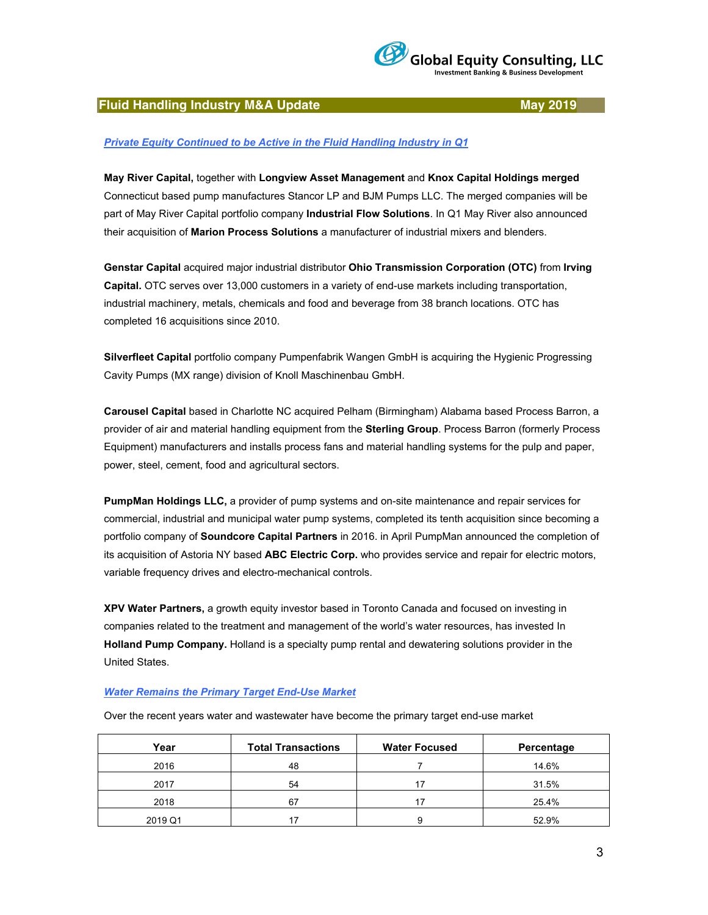## Fluid Handling Industry M&A Update — May 2019

### *Private Equity Continued to be Active in the Fluid Handling Industry in Q1*

**May River Capital,** together with **Longview Asset Management** and **Knox Capital Holdings merged** Connecticut based pump manufactures Stancor LP and BJM Pumps LLC. The merged companies will be part of May River Capital portfolio company **Industrial Flow Solutions**. In Q1 May River also announced their acquisition of **Marion Process Solutions** a manufacturer of industrial mixers and blenders.

**Genstar Capital** acquired major industrial distributor **Ohio Transmission Corporation (OTC)** from **Irving Capital.** OTC serves over 13,000 customers in a variety of end-use markets including transportation, industrial machinery, metals, chemicals and food and beverage from 38 branch locations. OTC has completed 16 acquisitions since 2010.

**Silverfleet Capital** portfolio company Pumpenfabrik Wangen GmbH is acquiring the Hygienic Progressing Cavity Pumps (MX range) division of Knoll Maschinenbau GmbH.

**Carousel Capital** based in Charlotte NC acquired Pelham (Birmingham) Alabama based Process Barron, a provider of air and material handling equipment from the **Sterling Group**. Process Barron (formerly Process Equipment) manufacturers and installs process fans and material handling systems for the pulp and paper, power, steel, cement, food and agricultural sectors.

**PumpMan Holdings LLC,** a provider of pump systems and on-site maintenance and repair services for commercial, industrial and municipal water pump systems, completed its tenth acquisition since becoming a portfolio company of **Soundcore Capital Partners** in 2016. in April PumpMan announced the completion of its acquisition of Astoria NY based **ABC Electric Corp.** who provides service and repair for electric motors, variable frequency drives and electro-mechanical controls.

**XPV Water Partners,** a growth equity investor based in Toronto Canada and focused on investing in companies related to the treatment and management of the world's water resources, has invested In **Holland Pump Company.** Holland is a specialty pump rental and dewatering solutions provider in the United States.

### *Water Remains the Primary Target End-Use Market*

Over the recent years water and wastewater have become the primary target end-use market

| Year | Total Transactions | Water Focused | Percentage |
|---|---|---|---|
| 2016 | 48 | 7 | 14.6% |
| 2017 | 54 | 17 | 31.5% |
| 2018 | 67 | 17 | 25.4% |
| 2019 Q1 | 17 | 9 | 52.9% |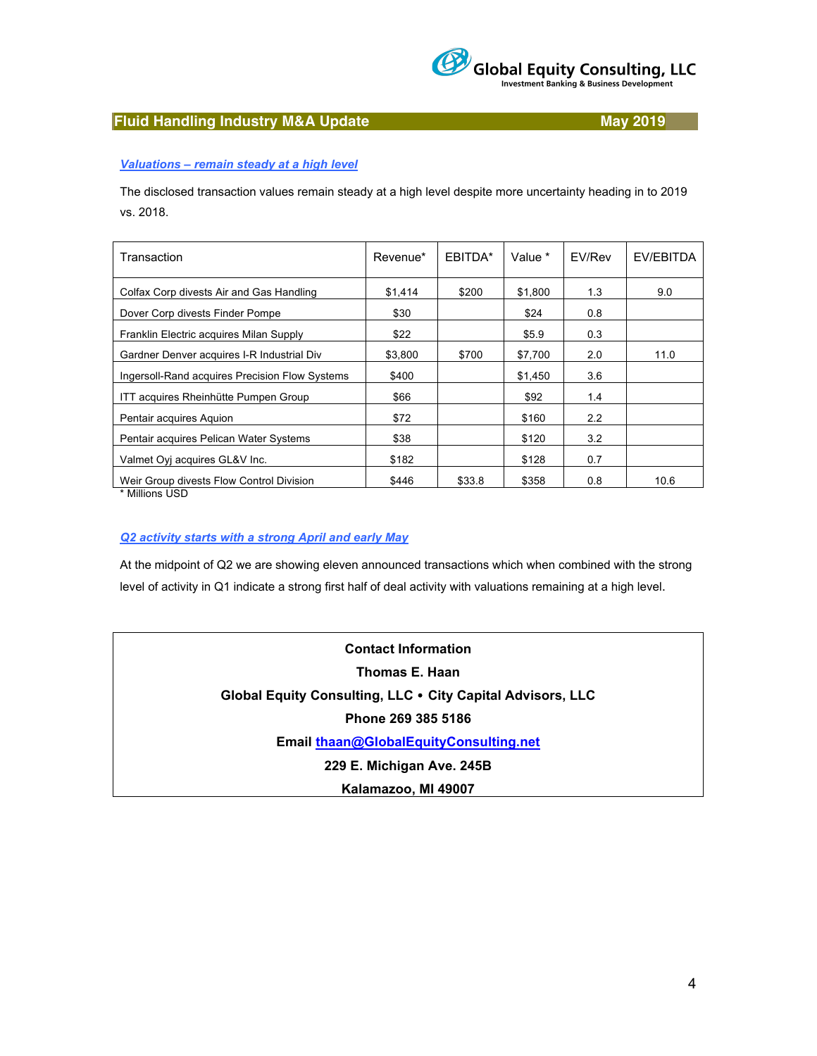Global Equity Consulting, LLC
Investment Banking & Business Development

## Fluid Handling Industry M&A Update — May 2019

### *Valuations – remain steady at a high level*

The disclosed transaction values remain steady at a high level despite more uncertainty heading in to 2019 vs. 2018.

| Transaction | Revenue* | EBITDA* | Value * | EV/Rev | EV/EBITDA |
|---|---|---|---|---|---|
| Colfax Corp divests Air and Gas Handling | $1,414 | $200 | $1,800 | 1.3 | 9.0 |
| Dover Corp divests Finder Pompe | $30 | | $24 | 0.8 | |
| Franklin Electric acquires Milan Supply | $22 | | $5.9 | 0.3 | |
| Gardner Denver acquires I-R Industrial Div | $3,800 | $700 | $7,700 | 2.0 | 11.0 |
| Ingersoll-Rand acquires Precision Flow Systems | $400 | | $1,450 | 3.6 | |
| ITT acquires Rheinhütte Pumpen Group | $66 | | $92 | 1.4 | |
| Pentair acquires Aquion | $72 | | $160 | 2.2 | |
| Pentair acquires Pelican Water Systems | $38 | | $120 | 3.2 | |
| Valmet Oyj acquires GL&V Inc. | $182 | | $128 | 0.7 | |
| Weir Group divests Flow Control Division | $446 | $33.8 | $358 | 0.8 | 10.6 |

* Millions USD

### *Q2 activity starts with a strong April and early May*

At the midpoint of Q2 we are showing eleven announced transactions which when combined with the strong level of activity in Q1 indicate a strong first half of deal activity with valuations remaining at a high level.

**Contact Information**

**Thomas E. Haan**

**Global Equity Consulting, LLC • City Capital Advisors, LLC**

**Phone 269 385 5186**

**Email thaan@GlobalEquityConsulting.net**

**229 E. Michigan Ave. 245B**

**Kalamazoo, MI 49007**